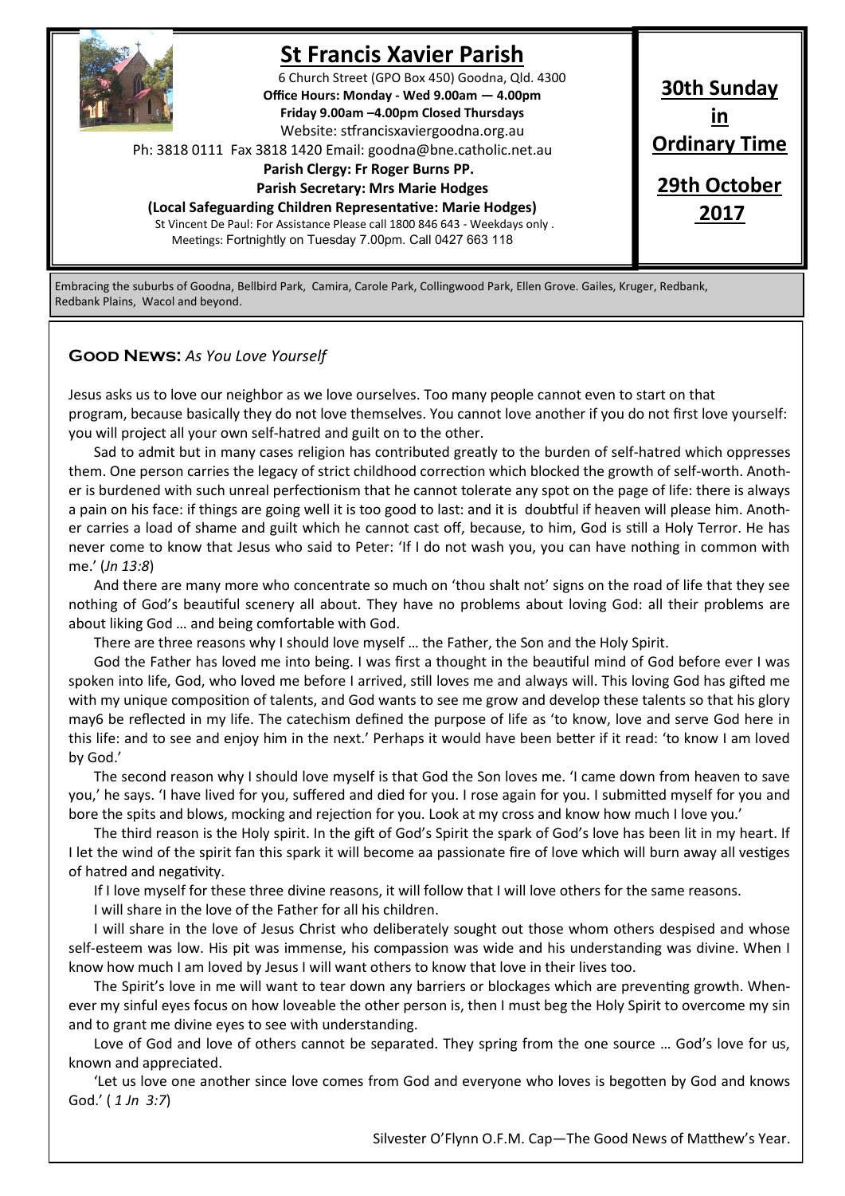# St Francis Xavier Parish

6 Church Street (GPO Box 450) Goodna, Qld. 4300

**Office Hours: Monday - Wed 9.00am — 4.00pm**
**Friday 9.00am –4.00pm Closed Thursdays**

Website: stfrancisxaviergoodna.org.au

Ph: 3818 0111 Fax 3818 1420 Email: goodna@bne.catholic.net.au

**Parish Clergy: Fr Roger Burns PP.**
**Parish Secretary: Mrs Marie Hodges**
**(Local Safeguarding Children Representative: Marie Hodges)**

St Vincent De Paul: For Assistance Please call 1800 846 643 - Weekdays only .
Meetings: Fortnightly on Tuesday 7.00pm. Call 0427 663 118

**30th Sunday in Ordinary Time**

**29th October 2017**

Embracing the suburbs of Goodna, Bellbird Park, Camira, Carole Park, Collingwood Park, Ellen Grove. Gailes, Kruger, Redbank, Redbank Plains, Wacol and beyond.

## Good News: *As You Love Yourself*

Jesus asks us to love our neighbor as we love ourselves. Too many people cannot even to start on that program, because basically they do not love themselves. You cannot love another if you do not first love yourself: you will project all your own self-hatred and guilt on to the other.

Sad to admit but in many cases religion has contributed greatly to the burden of self-hatred which oppresses them. One person carries the legacy of strict childhood correction which blocked the growth of self-worth. Another is burdened with such unreal perfectionism that he cannot tolerate any spot on the page of life: there is always a pain on his face: if things are going well it is too good to last: and it is doubtful if heaven will please him. Another carries a load of shame and guilt which he cannot cast off, because, to him, God is still a Holy Terror. He has never come to know that Jesus who said to Peter: 'If I do not wash you, you can have nothing in common with me.' (*Jn 13:8*)

And there are many more who concentrate so much on 'thou shalt not' signs on the road of life that they see nothing of God's beautiful scenery all about. They have no problems about loving God: all their problems are about liking God … and being comfortable with God.

There are three reasons why I should love myself … the Father, the Son and the Holy Spirit.

God the Father has loved me into being. I was first a thought in the beautiful mind of God before ever I was spoken into life, God, who loved me before I arrived, still loves me and always will. This loving God has gifted me with my unique composition of talents, and God wants to see me grow and develop these talents so that his glory may6 be reflected in my life. The catechism defined the purpose of life as 'to know, love and serve God here in this life: and to see and enjoy him in the next.' Perhaps it would have been better if it read: 'to know I am loved by God.'

The second reason why I should love myself is that God the Son loves me. 'I came down from heaven to save you,' he says. 'I have lived for you, suffered and died for you. I rose again for you. I submitted myself for you and bore the spits and blows, mocking and rejection for you. Look at my cross and know how much I love you.'

The third reason is the Holy spirit. In the gift of God's Spirit the spark of God's love has been lit in my heart. If I let the wind of the spirit fan this spark it will become aa passionate fire of love which will burn away all vestiges of hatred and negativity.

If I love myself for these three divine reasons, it will follow that I will love others for the same reasons.

I will share in the love of the Father for all his children.

I will share in the love of Jesus Christ who deliberately sought out those whom others despised and whose self-esteem was low. His pit was immense, his compassion was wide and his understanding was divine. When I know how much I am loved by Jesus I will want others to know that love in their lives too.

The Spirit's love in me will want to tear down any barriers or blockages which are preventing growth. Whenever my sinful eyes focus on how loveable the other person is, then I must beg the Holy Spirit to overcome my sin and to grant me divine eyes to see with understanding.

Love of God and love of others cannot be separated. They spring from the one source … God's love for us, known and appreciated.

'Let us love one another since love comes from God and everyone who loves is begotten by God and knows God.' ( *1 Jn 3:7*)

Silvester O'Flynn O.F.M. Cap—The Good News of Matthew's Year.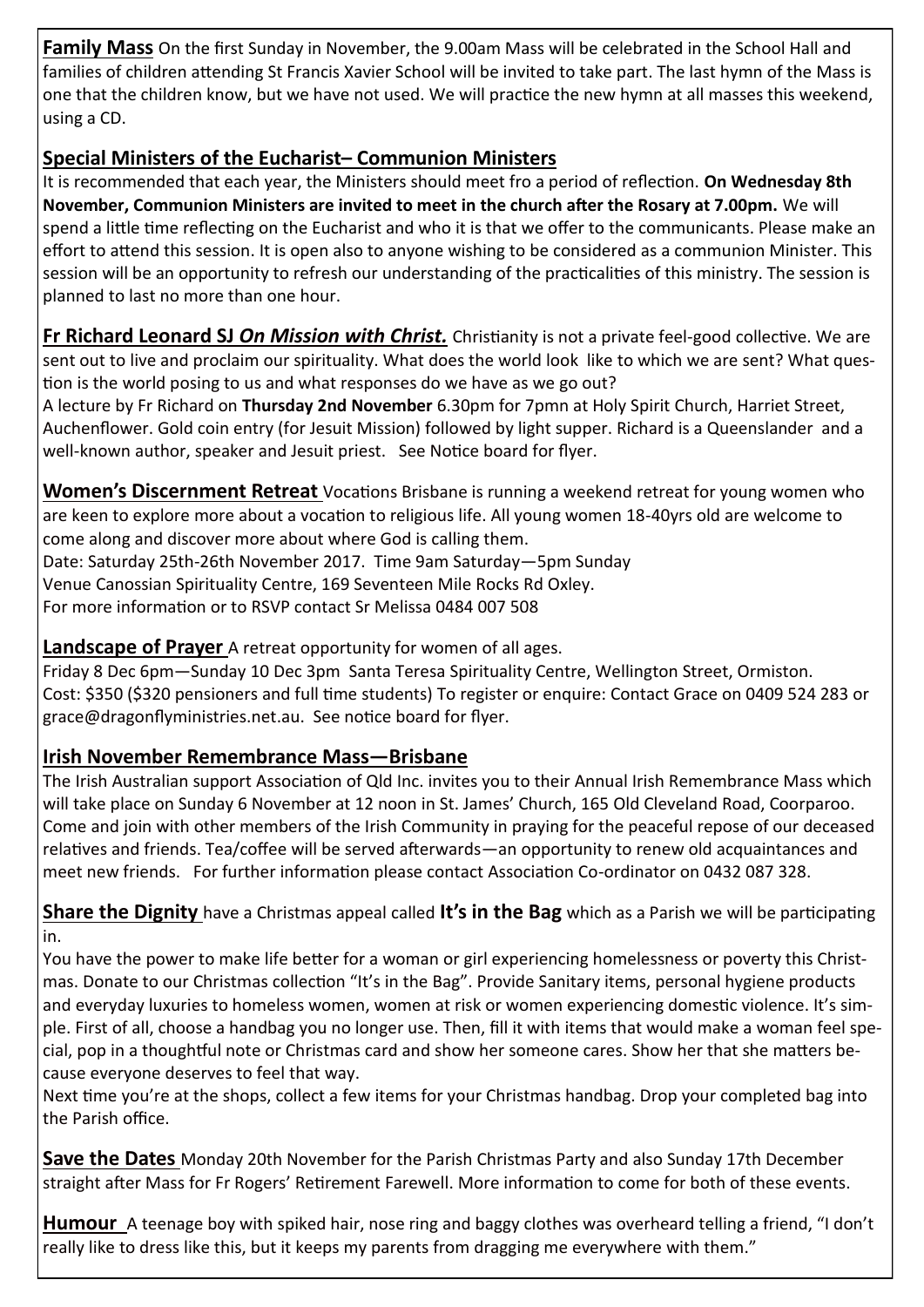**Family Mass** On the first Sunday in November, the 9.00am Mass will be celebrated in the School Hall and families of children attending St Francis Xavier School will be invited to take part. The last hymn of the Mass is one that the children know, but we have not used. We will practice the new hymn at all masses this weekend, using a CD.

## Special Ministers of the Eucharist– Communion Ministers

It is recommended that each year, the Ministers should meet fro a period of reflection. **On Wednesday 8th November, Communion Ministers are invited to meet in the church after the Rosary at 7.00pm.** We will spend a little time reflecting on the Eucharist and who it is that we offer to the communicants. Please make an effort to attend this session. It is open also to anyone wishing to be considered as a communion Minister. This session will be an opportunity to refresh our understanding of the practicalities of this ministry. The session is planned to last no more than one hour.

**Fr Richard Leonard SJ *On Mission with Christ.*** Christianity is not a private feel-good collective. We are sent out to live and proclaim our spirituality. What does the world look like to which we are sent? What question is the world posing to us and what responses do we have as we go out?

A lecture by Fr Richard on **Thursday 2nd November** 6.30pm for 7pmn at Holy Spirit Church, Harriet Street, Auchenflower. Gold coin entry (for Jesuit Mission) followed by light supper. Richard is a Queenslander and a well-known author, speaker and Jesuit priest. See Notice board for flyer.

**Women's Discernment Retreat** Vocations Brisbane is running a weekend retreat for young women who are keen to explore more about a vocation to religious life. All young women 18-40yrs old are welcome to come along and discover more about where God is calling them.

Date: Saturday 25th-26th November 2017. Time 9am Saturday—5pm Sunday

Venue Canossian Spirituality Centre, 169 Seventeen Mile Rocks Rd Oxley.

For more information or to RSVP contact Sr Melissa 0484 007 508

**Landscape of Prayer** A retreat opportunity for women of all ages.

Friday 8 Dec 6pm—Sunday 10 Dec 3pm Santa Teresa Spirituality Centre, Wellington Street, Ormiston. Cost: $350 ($320 pensioners and full time students) To register or enquire: Contact Grace on 0409 524 283 or grace@dragonflyministries.net.au. See notice board for flyer.

## Irish November Remembrance Mass—Brisbane

The Irish Australian support Association of Qld Inc. invites you to their Annual Irish Remembrance Mass which will take place on Sunday 6 November at 12 noon in St. James' Church, 165 Old Cleveland Road, Coorparoo. Come and join with other members of the Irish Community in praying for the peaceful repose of our deceased relatives and friends. Tea/coffee will be served afterwards—an opportunity to renew old acquaintances and meet new friends. For further information please contact Association Co-ordinator on 0432 087 328.

**Share the Dignity** have a Christmas appeal called **It's in the Bag** which as a Parish we will be participating in.

You have the power to make life better for a woman or girl experiencing homelessness or poverty this Christmas. Donate to our Christmas collection "It's in the Bag". Provide Sanitary items, personal hygiene products and everyday luxuries to homeless women, women at risk or women experiencing domestic violence. It's simple. First of all, choose a handbag you no longer use. Then, fill it with items that would make a woman feel special, pop in a thoughtful note or Christmas card and show her someone cares. Show her that she matters because everyone deserves to feel that way.

Next time you're at the shops, collect a few items for your Christmas handbag. Drop your completed bag into the Parish office.

**Save the Dates** Monday 20th November for the Parish Christmas Party and also Sunday 17th December straight after Mass for Fr Rogers' Retirement Farewell. More information to come for both of these events.

**Humour** A teenage boy with spiked hair, nose ring and baggy clothes was overheard telling a friend, "I don't really like to dress like this, but it keeps my parents from dragging me everywhere with them."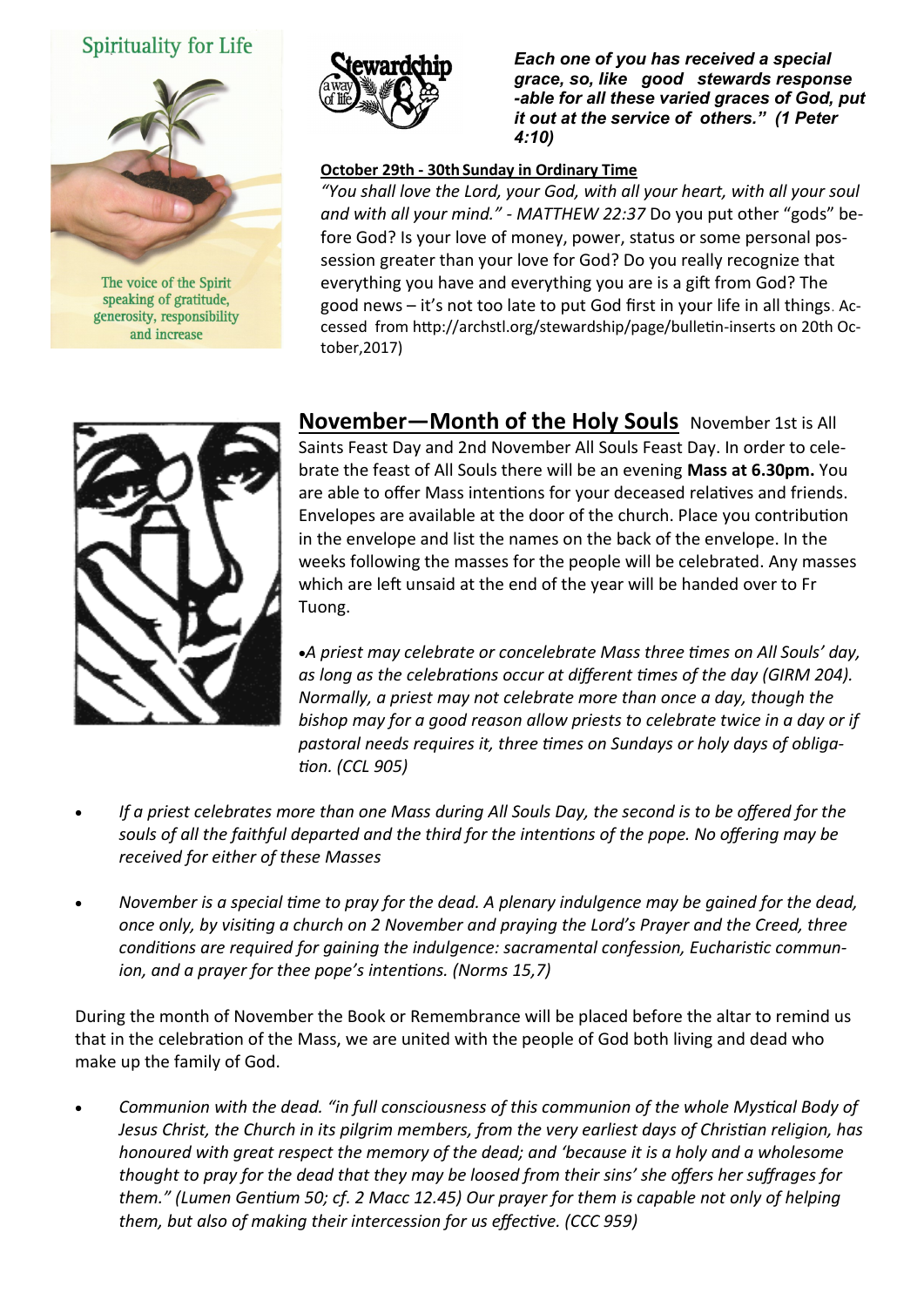Spirituality for Life

The voice of the Spirit speaking of gratitude, generosity, responsibility and increase

***Each one of you has received a special grace, so, like good stewards response -able for all these varied graces of God, put it out at the service of others." (1 Peter 4:10)***

**October 29th - 30th Sunday in Ordinary Time**

*"You shall love the Lord, your God, with all your heart, with all your soul and with all your mind." - MATTHEW 22:37* Do you put other "gods" before God? Is your love of money, power, status or some personal possession greater than your love for God? Do you really recognize that everything you have and everything you are is a gift from God? The good news – it's not too late to put God first in your life in all things. Accessed from http://archstl.org/stewardship/page/bulletin-inserts on 20th October,2017)

## November—Month of the Holy Souls

November 1st is All Saints Feast Day and 2nd November All Souls Feast Day. In order to celebrate the feast of All Souls there will be an evening **Mass at 6.30pm.** You are able to offer Mass intentions for your deceased relatives and friends. Envelopes are available at the door of the church. Place you contribution in the envelope and list the names on the back of the envelope. In the weeks following the masses for the people will be celebrated. Any masses which are left unsaid at the end of the year will be handed over to Fr Tuong.

- *A priest may celebrate or concelebrate Mass three times on All Souls' day, as long as the celebrations occur at different times of the day (GIRM 204). Normally, a priest may not celebrate more than once a day, though the bishop may for a good reason allow priests to celebrate twice in a day or if pastoral needs requires it, three times on Sundays or holy days of obligation. (CCL 905)*
- *If a priest celebrates more than one Mass during All Souls Day, the second is to be offered for the souls of all the faithful departed and the third for the intentions of the pope. No offering may be received for either of these Masses*
- *November is a special time to pray for the dead. A plenary indulgence may be gained for the dead, once only, by visiting a church on 2 November and praying the Lord's Prayer and the Creed, three conditions are required for gaining the indulgence: sacramental confession, Eucharistic communion, and a prayer for thee pope's intentions. (Norms 15,7)*

During the month of November the Book or Remembrance will be placed before the altar to remind us that in the celebration of the Mass, we are united with the people of God both living and dead who make up the family of God.

- *Communion with the dead. "in full consciousness of this communion of the whole Mystical Body of Jesus Christ, the Church in its pilgrim members, from the very earliest days of Christian religion, has honoured with great respect the memory of the dead; and 'because it is a holy and a wholesome thought to pray for the dead that they may be loosed from their sins' she offers her suffrages for them." (Lumen Gentium 50; cf. 2 Macc 12.45) Our prayer for them is capable not only of helping them, but also of making their intercession for us effective. (CCC 959)*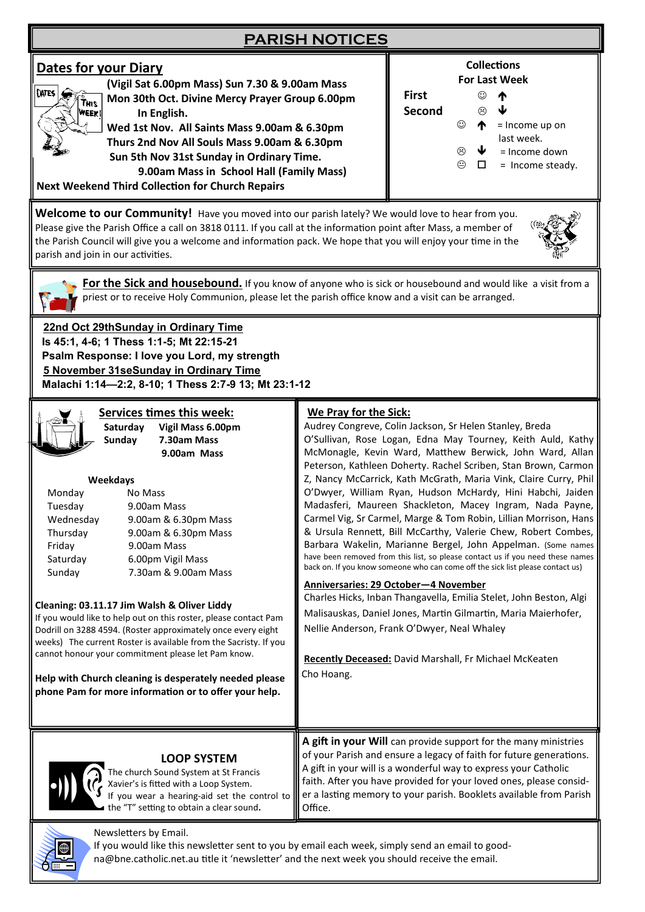# PARISH NOTICES

## Dates for your Diary

**(Vigil Sat 6.00pm Mass) Sun 7.30 & 9.00am Mass**
**Mon 30th Oct. Divine Mercy Prayer Group 6.00pm In English.**
**Wed 1st Nov. All Saints Mass 9.00am & 6.30pm**
**Thurs 2nd Nov All Souls Mass 9.00am & 6.30pm**
**Sun 5th Nov 31st Sunday in Ordinary Time.**
**9.00am Mass in School Hall (Family Mass)**
**Next Weekend Third Collection for Church Repairs**

**Collections For Last Week**

**First** ☺ ↑
**Second** ☹ ↓

☺ ↑ = Income up on last week.
☹ ↓ = Income down
😐 ☐ = Income steady.

**Welcome to our Community!** Have you moved into our parish lately? We would love to hear from you. Please give the Parish Office a call on 3818 0111. If you call at the information point after Mass, a member of the Parish Council will give you a welcome and information pack. We hope that you will enjoy your time in the parish and join in our activities.

**For the Sick and housebound.** If you know of anyone who is sick or housebound and would like a visit from a priest or to receive Holy Communion, please let the parish office know and a visit can be arranged.

**22nd Oct 29thSunday in Ordinary Time**
**Is 45:1, 4-6; 1 Thess 1:1-5; Mt 22:15-21**
**Psalm Response: I love you Lord, my strength**
**5 November 31seSunday in Ordinary Time**
**Malachi 1:14—2:2, 8-10; 1 Thess 2:7-9 13; Mt 23:1-12**

## Services times this week:

**Saturday** **Vigil Mass 6.00pm**
**Sunday** **7.30am Mass**
**9.00am Mass**

**Weekdays**

| | |
|---|---|
| Monday | No Mass |
| Tuesday | 9.00am Mass |
| Wednesday | 9.00am & 6.30pm Mass |
| Thursday | 9.00am & 6.30pm Mass |
| Friday | 9.00am Mass |
| Saturday | 6.00pm Vigil Mass |
| Sunday | 7.30am & 9.00am Mass |

**Cleaning: 03.11.17 Jim Walsh & Oliver Liddy**
If you would like to help out on this roster, please contact Pam Dodrill on 3288 4594. (Roster approximately once every eight weeks) The current Roster is available from the Sacristy. If you cannot honour your commitment please let Pam know.

**Help with Church cleaning is desperately needed please phone Pam for more information or to offer your help.**

## We Pray for the Sick:

Audrey Congreve, Colin Jackson, Sr Helen Stanley, Breda O'Sullivan, Rose Logan, Edna May Tourney, Keith Auld, Kathy McMonagle, Kevin Ward, Matthew Berwick, John Ward, Allan Peterson, Kathleen Doherty. Rachel Scriben, Stan Brown, Carmon Z, Nancy McCarrick, Kath McGrath, Maria Vink, Claire Curry, Phil O'Dwyer, William Ryan, Hudson McHardy, Hini Habchi, Jaiden Madasferi, Maureen Shackleton, Macey Ingram, Nada Payne, Carmel Vig, Sr Carmel, Marge & Tom Robin, Lillian Morrison, Hans & Ursula Rennett, Bill McCarthy, Valerie Chew, Robert Combes, Barbara Wakelin, Marianne Bergel, John Appelman. (Some names have been removed from this list, so please contact us if you need these names back on. If you know someone who can come off the sick list please contact us)

**Anniversaries: 29 October—4 November**
Charles Hicks, Inban Thangavella, Emilia Stelet, John Beston, Algi Malisauskas, Daniel Jones, Martin Gilmartin, Maria Maierhofer, Nellie Anderson, Frank O'Dwyer, Neal Whaley

**Recently Deceased:** David Marshall, Fr Michael McKeaten Cho Hoang.

## LOOP SYSTEM

The church Sound System at St Francis Xavier's is fitted with a Loop System. If you wear a hearing-aid set the control to the "T" setting to obtain a clear sound.

**A gift in your Will** can provide support for the many ministries of your Parish and ensure a legacy of faith for future generations. A gift in your will is a wonderful way to express your Catholic faith. After you have provided for your loved ones, please consider a lasting memory to your parish. Booklets available from Parish Office.

Newsletters by Email.
If you would like this newsletter sent to you by email each week, simply send an email to goodna@bne.catholic.net.au title it 'newsletter' and the next week you should receive the email.